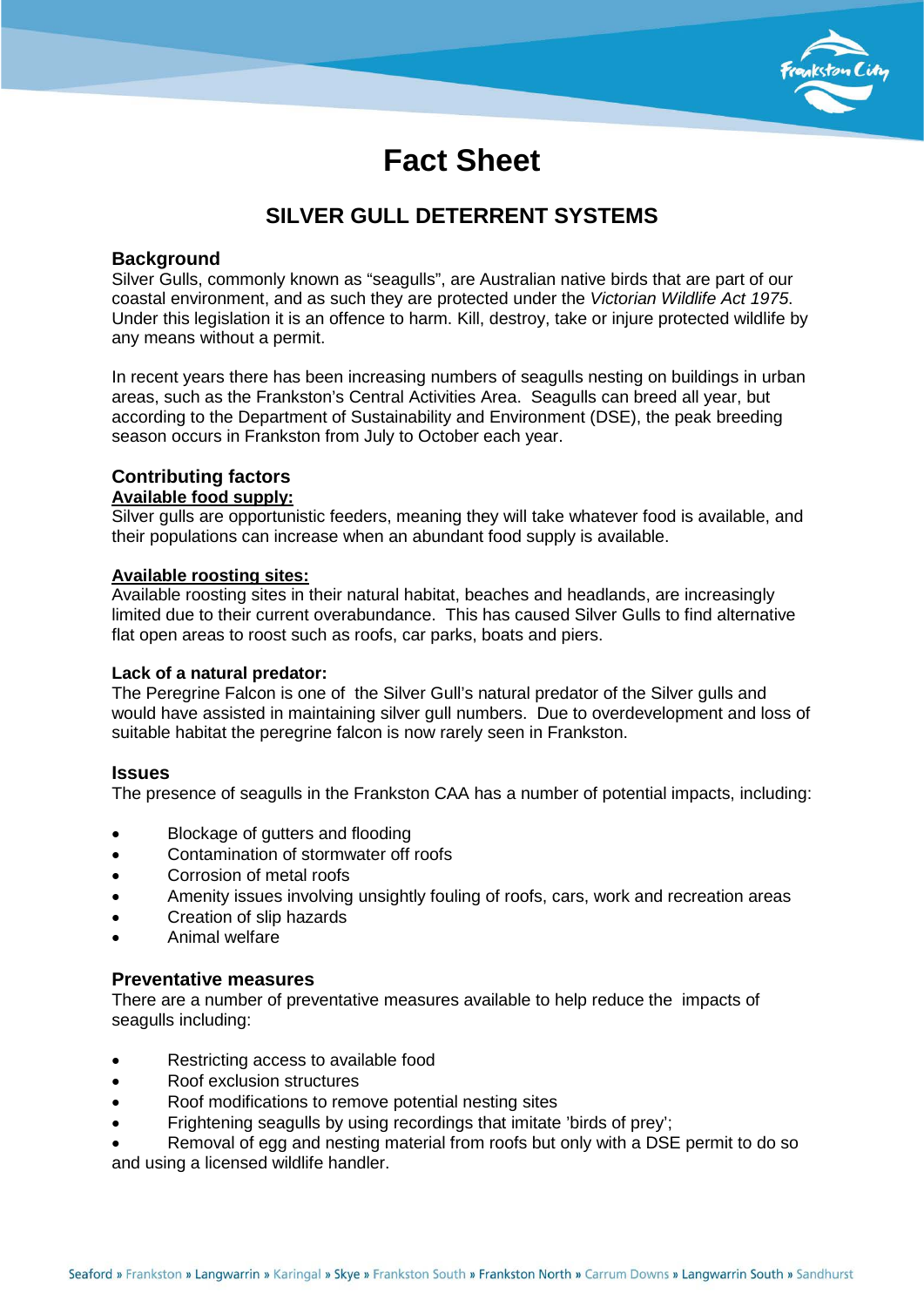# Fact Sheet

## SILVER GULL DETERRENT SYSTEMS

### Background

Silver Gulls, commonly known as “seagulls”, are Australian native birds that are part of our coastal environment, and as such they are protected under the *Victorian Wildlife Act 1975*. Under this legislation it is an offence to harm. Kill, destroy, take or injure protected wildlife by any means without a permit.

In recent years there has been increasing numbers of seagulls nesting on buildings in urban areas, such as the Frankston’s Central Activities Area. Seagulls can breed all year, but according to the Department of Sustainability and Environment (DSE), the peak breeding season occurs in Frankston from July to October each year.

### Contributing factors

**Available food supply:**

Silver gulls are opportunistic feeders, meaning they will take whatever food is available, and their populations can increase when an abundant food supply is available.

**Available roosting sites:**

Available roosting sites in their natural habitat, beaches and headlands, are increasingly limited due to their current overabundance. This has caused Silver Gulls to find alternative flat open areas to roost such as roofs, car parks, boats and piers.

**Lack of a natural predator:**

The Peregrine Falcon is one of the Silver Gull’s natural predator of the Silver gulls and would have assisted in maintaining silver gull numbers. Due to overdevelopment and loss of suitable habitat the peregrine falcon is now rarely seen in Frankston.

### Issues

The presence of seagulls in the Frankston CAA has a number of potential impacts, including:

- Blockage of gutters and flooding
- Contamination of stormwater off roofs
- Corrosion of metal roofs
- Amenity issues involving unsightly fouling of roofs, cars, work and recreation areas
- Creation of slip hazards
- Animal welfare

### Preventative measures

There are a number of preventative measures available to help reduce the impacts of seagulls including:

- Restricting access to available food
- Roof exclusion structures
- Roof modifications to remove potential nesting sites
- Frightening seagulls by using recordings that imitate ’birds of prey’;
- Removal of egg and nesting material from roofs but only with a DSE permit to do so and using a licensed wildlife handler.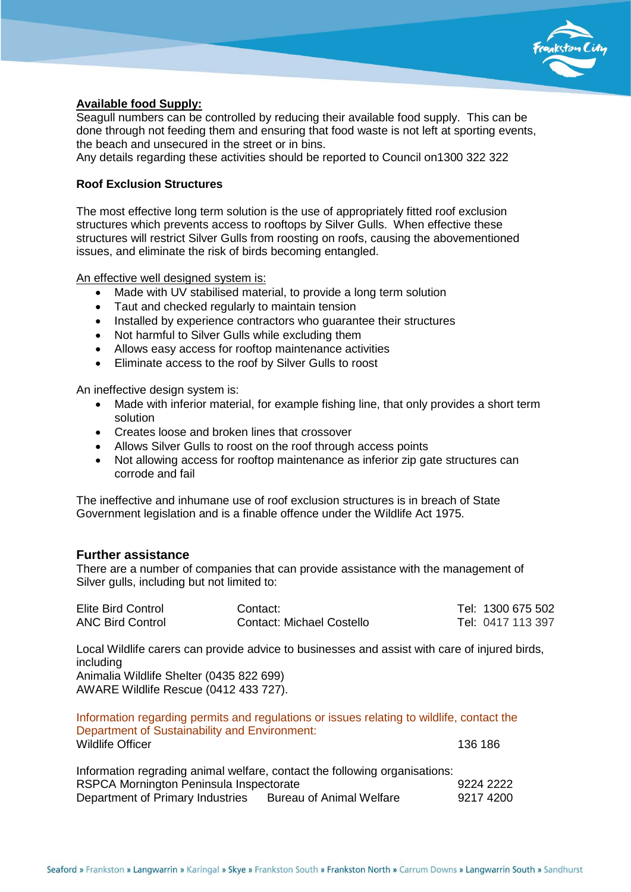**Available food Supply:**

Seagull numbers can be controlled by reducing their available food supply. This can be done through not feeding them and ensuring that food waste is not left at sporting events, the beach and unsecured in the street or in bins.
Any details regarding these activities should be reported to Council on1300 322 322

**Roof Exclusion Structures**

The most effective long term solution is the use of appropriately fitted roof exclusion structures which prevents access to rooftops by Silver Gulls. When effective these structures will restrict Silver Gulls from roosting on roofs, causing the abovementioned issues, and eliminate the risk of birds becoming entangled.

An effective well designed system is:

- Made with UV stabilised material, to provide a long term solution
- Taut and checked regularly to maintain tension
- Installed by experience contractors who guarantee their structures
- Not harmful to Silver Gulls while excluding them
- Allows easy access for rooftop maintenance activities
- Eliminate access to the roof by Silver Gulls to roost

An ineffective design system is:

- Made with inferior material, for example fishing line, that only provides a short term solution
- Creates loose and broken lines that crossover
- Allows Silver Gulls to roost on the roof through access points
- Not allowing access for rooftop maintenance as inferior zip gate structures can corrode and fail

The ineffective and inhumane use of roof exclusion structures is in breach of State Government legislation and is a finable offence under the Wildlife Act 1975.

## Further assistance

There are a number of companies that can provide assistance with the management of Silver gulls, including but not limited to:

| | | |
|---|---|---|
| Elite Bird Control | Contact: | Tel: 1300 675 502 |
| ANC Bird Control | Contact: Michael Costello | Tel: 0417 113 397 |

Local Wildlife carers can provide advice to businesses and assist with care of injured birds, including
Animalia Wildlife Shelter (0435 822 699)
AWARE Wildlife Rescue (0412 433 727).

Information regarding permits and regulations or issues relating to wildlife, contact the Department of Sustainability and Environment:
Wildlife Officer 136 186

Information regrading animal welfare, contact the following organisations:

| | | |
|---|---|---|
| RSPCA Mornington Peninsula Inspectorate | | 9224 2222 |
| Department of Primary Industries | Bureau of Animal Welfare | 9217 4200 |